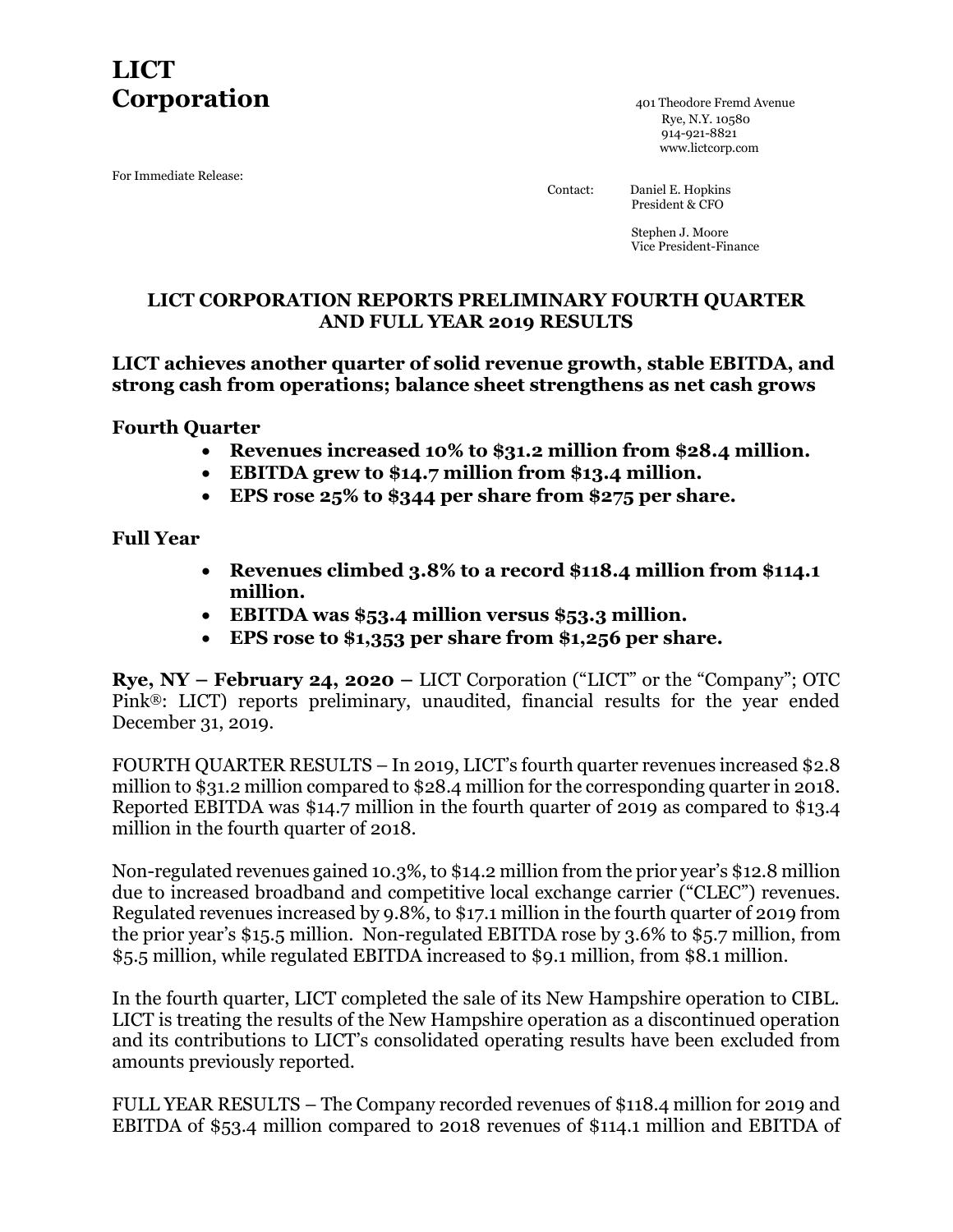# LICT Corporation

401 Theodore Fremd Avenue
Rye, N.Y. 10580
914-921-8821
www.lictcorp.com

For Immediate Release:

Contact: Daniel E. Hopkins
President & CFO

Stephen J. Moore
Vice President-Finance

## LICT CORPORATION REPORTS PRELIMINARY FOURTH QUARTER AND FULL YEAR 2019 RESULTS

### LICT achieves another quarter of solid revenue growth, stable EBITDA, and strong cash from operations; balance sheet strengthens as net cash grows

### Fourth Quarter

- **Revenues increased 10% to $31.2 million from $28.4 million.**
- **EBITDA grew to $14.7 million from $13.4 million.**
- **EPS rose 25% to $344 per share from $275 per share.**

### Full Year

- **Revenues climbed 3.8% to a record $118.4 million from $114.1 million.**
- **EBITDA was $53.4 million versus $53.3 million.**
- **EPS rose to $1,353 per share from $1,256 per share.**

**Rye, NY – February 24, 2020 –** LICT Corporation ("LICT" or the "Company"; OTC Pink®: LICT) reports preliminary, unaudited, financial results for the year ended December 31, 2019.

FOURTH QUARTER RESULTS – In 2019, LICT's fourth quarter revenues increased $2.8 million to $31.2 million compared to $28.4 million for the corresponding quarter in 2018. Reported EBITDA was $14.7 million in the fourth quarter of 2019 as compared to $13.4 million in the fourth quarter of 2018.

Non-regulated revenues gained 10.3%, to $14.2 million from the prior year's $12.8 million due to increased broadband and competitive local exchange carrier ("CLEC") revenues. Regulated revenues increased by 9.8%, to $17.1 million in the fourth quarter of 2019 from the prior year's $15.5 million. Non-regulated EBITDA rose by 3.6% to $5.7 million, from $5.5 million, while regulated EBITDA increased to $9.1 million, from $8.1 million.

In the fourth quarter, LICT completed the sale of its New Hampshire operation to CIBL. LICT is treating the results of the New Hampshire operation as a discontinued operation and its contributions to LICT's consolidated operating results have been excluded from amounts previously reported.

FULL YEAR RESULTS – The Company recorded revenues of $118.4 million for 2019 and EBITDA of $53.4 million compared to 2018 revenues of $114.1 million and EBITDA of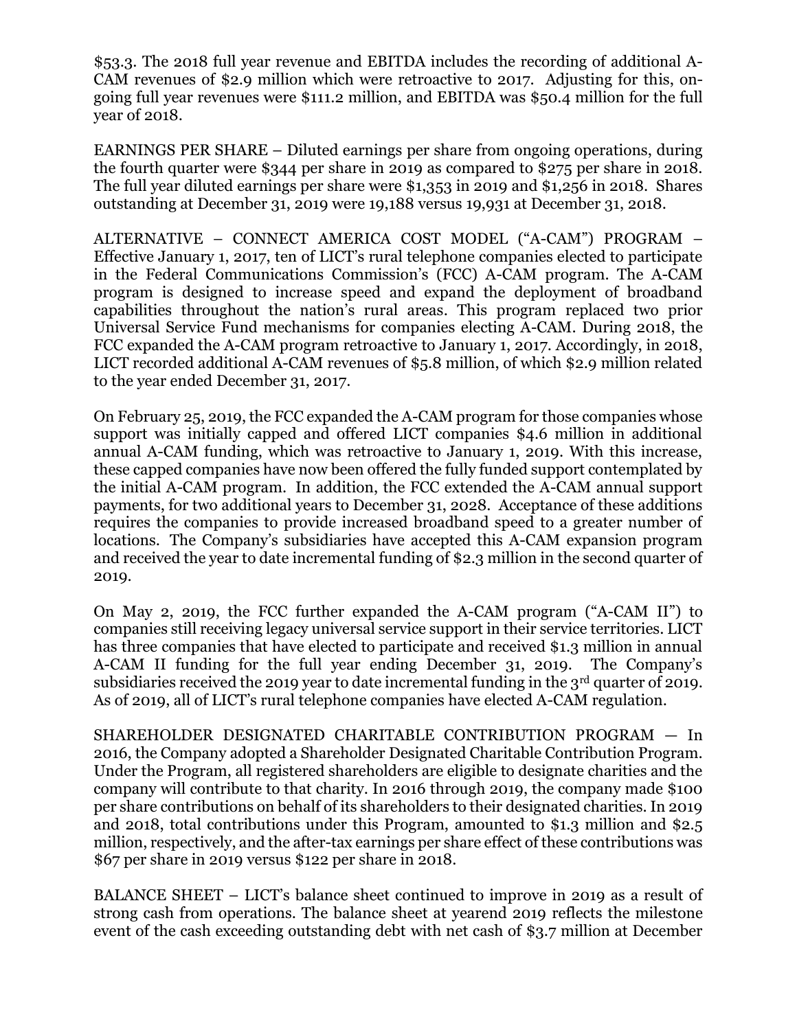$53.3. The 2018 full year revenue and EBITDA includes the recording of additional A-CAM revenues of $2.9 million which were retroactive to 2017. Adjusting for this, on-going full year revenues were $111.2 million, and EBITDA was $50.4 million for the full year of 2018.

EARNINGS PER SHARE – Diluted earnings per share from ongoing operations, during the fourth quarter were $344 per share in 2019 as compared to $275 per share in 2018. The full year diluted earnings per share were $1,353 in 2019 and $1,256 in 2018. Shares outstanding at December 31, 2019 were 19,188 versus 19,931 at December 31, 2018.

ALTERNATIVE – CONNECT AMERICA COST MODEL ("A-CAM") PROGRAM – Effective January 1, 2017, ten of LICT's rural telephone companies elected to participate in the Federal Communications Commission's (FCC) A-CAM program. The A-CAM program is designed to increase speed and expand the deployment of broadband capabilities throughout the nation's rural areas. This program replaced two prior Universal Service Fund mechanisms for companies electing A-CAM. During 2018, the FCC expanded the A-CAM program retroactive to January 1, 2017. Accordingly, in 2018, LICT recorded additional A-CAM revenues of $5.8 million, of which $2.9 million related to the year ended December 31, 2017.

On February 25, 2019, the FCC expanded the A-CAM program for those companies whose support was initially capped and offered LICT companies $4.6 million in additional annual A-CAM funding, which was retroactive to January 1, 2019. With this increase, these capped companies have now been offered the fully funded support contemplated by the initial A-CAM program. In addition, the FCC extended the A-CAM annual support payments, for two additional years to December 31, 2028. Acceptance of these additions requires the companies to provide increased broadband speed to a greater number of locations. The Company's subsidiaries have accepted this A-CAM expansion program and received the year to date incremental funding of $2.3 million in the second quarter of 2019.

On May 2, 2019, the FCC further expanded the A-CAM program ("A-CAM II") to companies still receiving legacy universal service support in their service territories. LICT has three companies that have elected to participate and received $1.3 million in annual A-CAM II funding for the full year ending December 31, 2019. The Company's subsidiaries received the 2019 year to date incremental funding in the 3rd quarter of 2019. As of 2019, all of LICT's rural telephone companies have elected A-CAM regulation.

SHAREHOLDER DESIGNATED CHARITABLE CONTRIBUTION PROGRAM — In 2016, the Company adopted a Shareholder Designated Charitable Contribution Program. Under the Program, all registered shareholders are eligible to designate charities and the company will contribute to that charity. In 2016 through 2019, the company made $100 per share contributions on behalf of its shareholders to their designated charities. In 2019 and 2018, total contributions under this Program, amounted to $1.3 million and $2.5 million, respectively, and the after-tax earnings per share effect of these contributions was $67 per share in 2019 versus $122 per share in 2018.

BALANCE SHEET – LICT's balance sheet continued to improve in 2019 as a result of strong cash from operations. The balance sheet at yearend 2019 reflects the milestone event of the cash exceeding outstanding debt with net cash of $3.7 million at December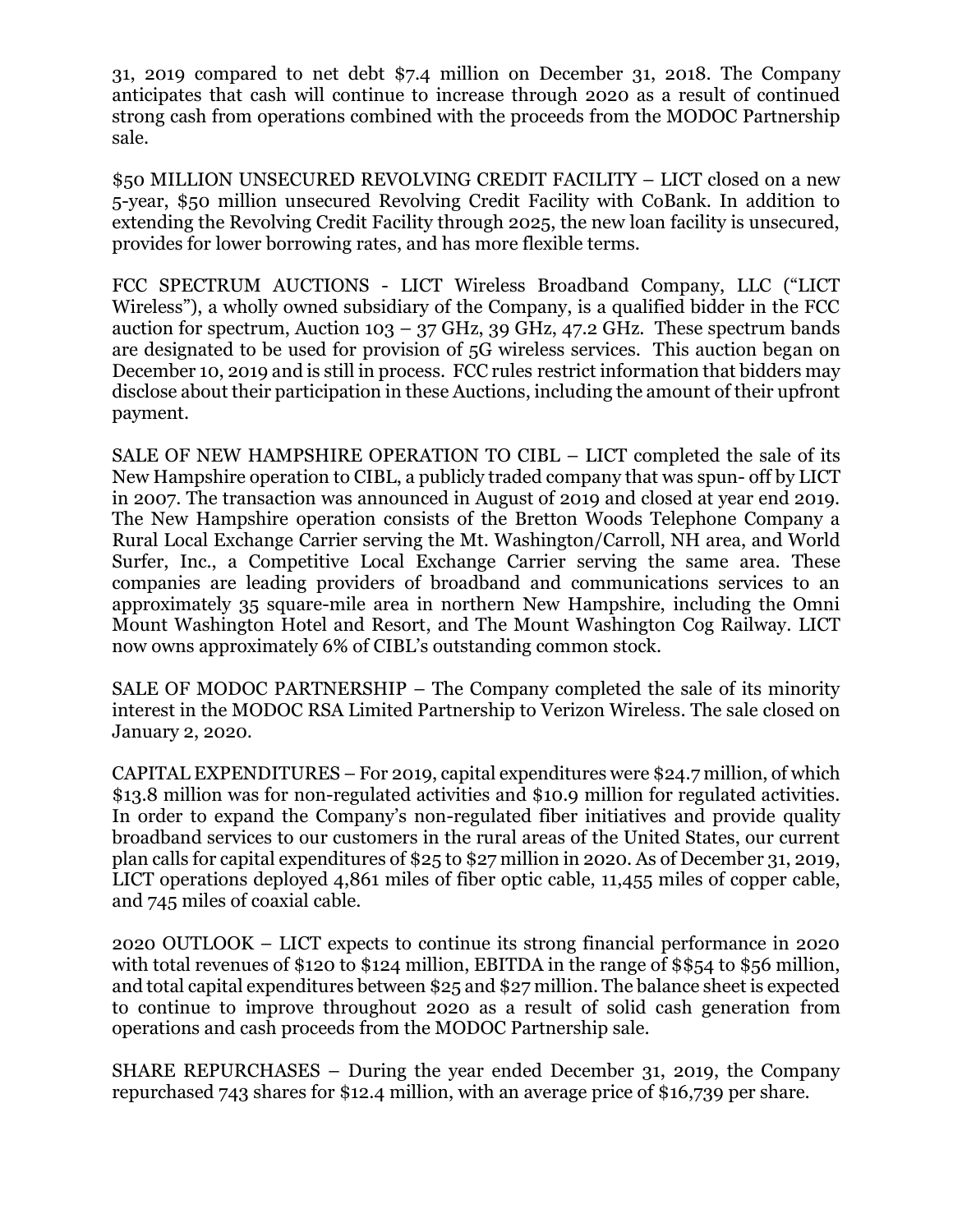31, 2019 compared to net debt $7.4 million on December 31, 2018. The Company anticipates that cash will continue to increase through 2020 as a result of continued strong cash from operations combined with the proceeds from the MODOC Partnership sale.

$50 MILLION UNSECURED REVOLVING CREDIT FACILITY – LICT closed on a new 5-year, $50 million unsecured Revolving Credit Facility with CoBank. In addition to extending the Revolving Credit Facility through 2025, the new loan facility is unsecured, provides for lower borrowing rates, and has more flexible terms.

FCC SPECTRUM AUCTIONS - LICT Wireless Broadband Company, LLC ("LICT Wireless"), a wholly owned subsidiary of the Company, is a qualified bidder in the FCC auction for spectrum, Auction 103 – 37 GHz, 39 GHz, 47.2 GHz. These spectrum bands are designated to be used for provision of 5G wireless services. This auction began on December 10, 2019 and is still in process. FCC rules restrict information that bidders may disclose about their participation in these Auctions, including the amount of their upfront payment.

SALE OF NEW HAMPSHIRE OPERATION TO CIBL – LICT completed the sale of its New Hampshire operation to CIBL, a publicly traded company that was spun- off by LICT in 2007. The transaction was announced in August of 2019 and closed at year end 2019. The New Hampshire operation consists of the Bretton Woods Telephone Company a Rural Local Exchange Carrier serving the Mt. Washington/Carroll, NH area, and World Surfer, Inc., a Competitive Local Exchange Carrier serving the same area. These companies are leading providers of broadband and communications services to an approximately 35 square-mile area in northern New Hampshire, including the Omni Mount Washington Hotel and Resort, and The Mount Washington Cog Railway. LICT now owns approximately 6% of CIBL's outstanding common stock.

SALE OF MODOC PARTNERSHIP – The Company completed the sale of its minority interest in the MODOC RSA Limited Partnership to Verizon Wireless. The sale closed on January 2, 2020.

CAPITAL EXPENDITURES – For 2019, capital expenditures were $24.7 million, of which $13.8 million was for non-regulated activities and $10.9 million for regulated activities. In order to expand the Company's non-regulated fiber initiatives and provide quality broadband services to our customers in the rural areas of the United States, our current plan calls for capital expenditures of $25 to $27 million in 2020. As of December 31, 2019, LICT operations deployed 4,861 miles of fiber optic cable, 11,455 miles of copper cable, and 745 miles of coaxial cable.

2020 OUTLOOK – LICT expects to continue its strong financial performance in 2020 with total revenues of $120 to $124 million, EBITDA in the range of $$54 to $56 million, and total capital expenditures between $25 and $27 million. The balance sheet is expected to continue to improve throughout 2020 as a result of solid cash generation from operations and cash proceeds from the MODOC Partnership sale.

SHARE REPURCHASES – During the year ended December 31, 2019, the Company repurchased 743 shares for $12.4 million, with an average price of $16,739 per share.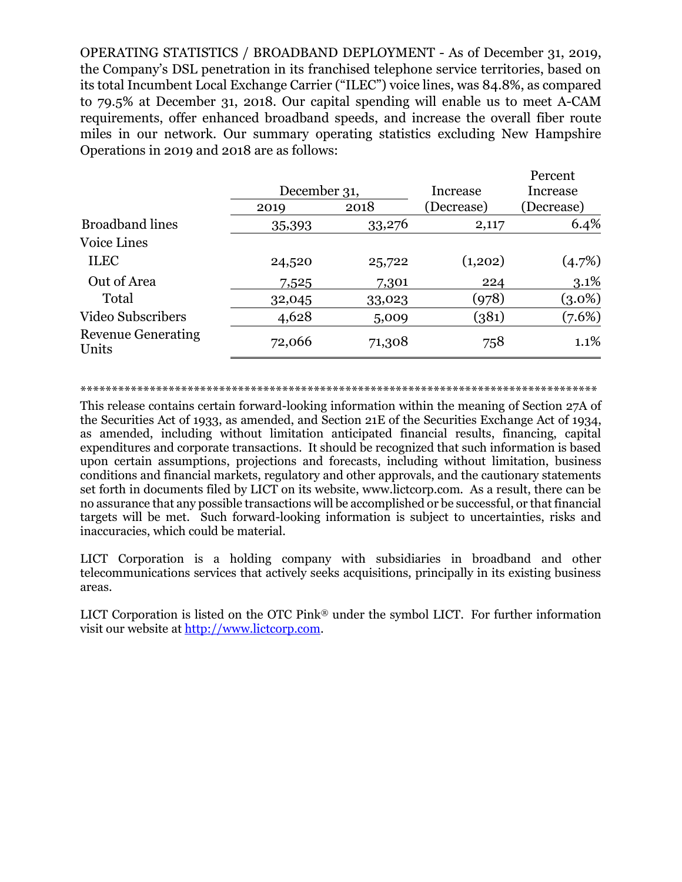OPERATING STATISTICS / BROADBAND DEPLOYMENT - As of December 31, 2019, the Company's DSL penetration in its franchised telephone service territories, based on its total Incumbent Local Exchange Carrier ("ILEC") voice lines, was 84.8%, as compared to 79.5% at December 31, 2018. Our capital spending will enable us to meet A-CAM requirements, offer enhanced broadband speeds, and increase the overall fiber route miles in our network. Our summary operating statistics excluding New Hampshire Operations in 2019 and 2018 are as follows:

| | December 31, | | Increase | Percent Increase |
|---|---|---|---|---|
| | 2019 | 2018 | (Decrease) | (Decrease) |
| Broadband lines | 35,393 | 33,276 | 2,117 | 6.4% |
| Voice Lines | | | | |
| ILEC | 24,520 | 25,722 | (1,202) | (4.7%) |
| Out of Area | 7,525 | 7,301 | 224 | 3.1% |
| Total | 32,045 | 33,023 | (978) | (3.0%) |
| Video Subscribers | 4,628 | 5,009 | (381) | (7.6%) |
| Revenue Generating Units | 72,066 | 71,308 | 758 | 1.1% |

**************************************************************************************

This release contains certain forward-looking information within the meaning of Section 27A of the Securities Act of 1933, as amended, and Section 21E of the Securities Exchange Act of 1934, as amended, including without limitation anticipated financial results, financing, capital expenditures and corporate transactions. It should be recognized that such information is based upon certain assumptions, projections and forecasts, including without limitation, business conditions and financial markets, regulatory and other approvals, and the cautionary statements set forth in documents filed by LICT on its website, www.lictcorp.com. As a result, there can be no assurance that any possible transactions will be accomplished or be successful, or that financial targets will be met. Such forward-looking information is subject to uncertainties, risks and inaccuracies, which could be material.

LICT Corporation is a holding company with subsidiaries in broadband and other telecommunications services that actively seeks acquisitions, principally in its existing business areas.

LICT Corporation is listed on the OTC Pink® under the symbol LICT. For further information visit our website at http://www.lictcorp.com.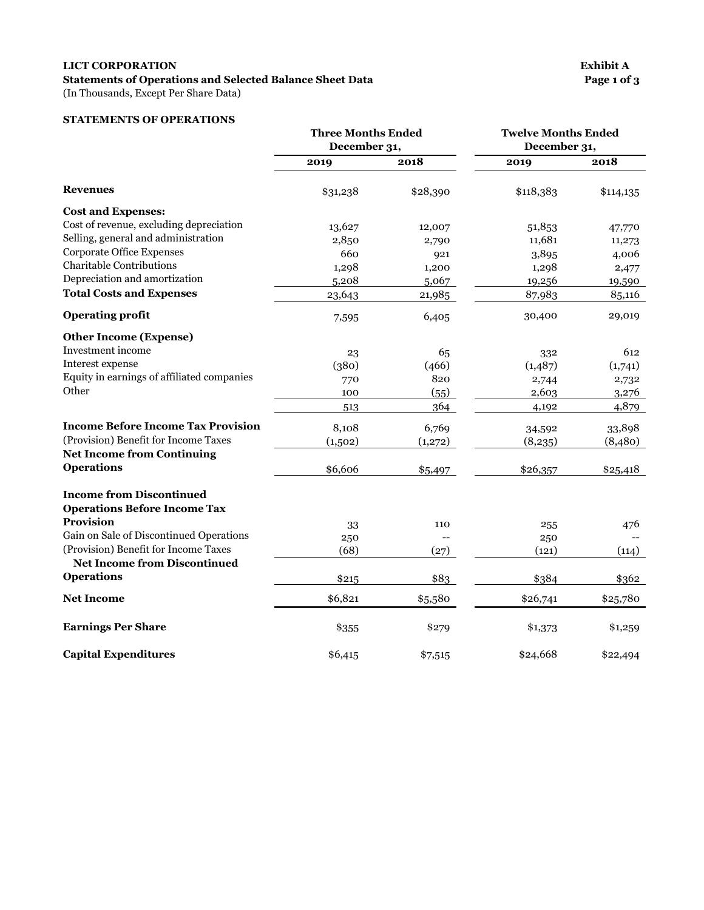**LICT CORPORATION** **Exhibit A**

**Statements of Operations and Selected Balance Sheet Data** **Page 1 of 3**

(In Thousands, Except Per Share Data)

**STATEMENTS OF OPERATIONS**

| | Three Months Ended December 31, | | Twelve Months Ended December 31, | |
|---|---|---|---|---|
| | **2019** | **2018** | **2019** | **2018** |
| **Revenues** | $31,238 | $28,390 | $118,383 | $114,135 |
| **Cost and Expenses:** | | | | |
| Cost of revenue, excluding depreciation | 13,627 | 12,007 | 51,853 | 47,770 |
| Selling, general and administration | 2,850 | 2,790 | 11,681 | 11,273 |
| Corporate Office Expenses | 660 | 921 | 3,895 | 4,006 |
| Charitable Contributions | 1,298 | 1,200 | 1,298 | 2,477 |
| Depreciation and amortization | 5,208 | 5,067 | 19,256 | 19,590 |
| **Total Costs and Expenses** | 23,643 | 21,985 | 87,983 | 85,116 |
| **Operating profit** | 7,595 | 6,405 | 30,400 | 29,019 |
| **Other Income (Expense)** | | | | |
| Investment income | 23 | 65 | 332 | 612 |
| Interest expense | (380) | (466) | (1,487) | (1,741) |
| Equity in earnings of affiliated companies | 770 | 820 | 2,744 | 2,732 |
| Other | 100 | (55) | 2,603 | 3,276 |
| | 513 | 364 | 4,192 | 4,879 |
| **Income Before Income Tax Provision** | 8,108 | 6,769 | 34,592 | 33,898 |
| (Provision) Benefit for Income Taxes | (1,502) | (1,272) | (8,235) | (8,480) |
| **Net Income from Continuing Operations** | $6,606 | $5,497 | $26,357 | $25,418 |
| **Income from Discontinued Operations Before Income Tax Provision** | 33 | 110 | 255 | 476 |
| Gain on Sale of Discontinued Operations | 250 | -- | 250 | -- |
| (Provision) Benefit for Income Taxes | (68) | (27) | (121) | (114) |
| **Net Income from Discontinued Operations** | $215 | $83 | $384 | $362 |
| **Net Income** | $6,821 | $5,580 | $26,741 | $25,780 |
| **Earnings Per Share** | $355 | $279 | $1,373 | $1,259 |
| **Capital Expenditures** | $6,415 | $7,515 | $24,668 | $22,494 |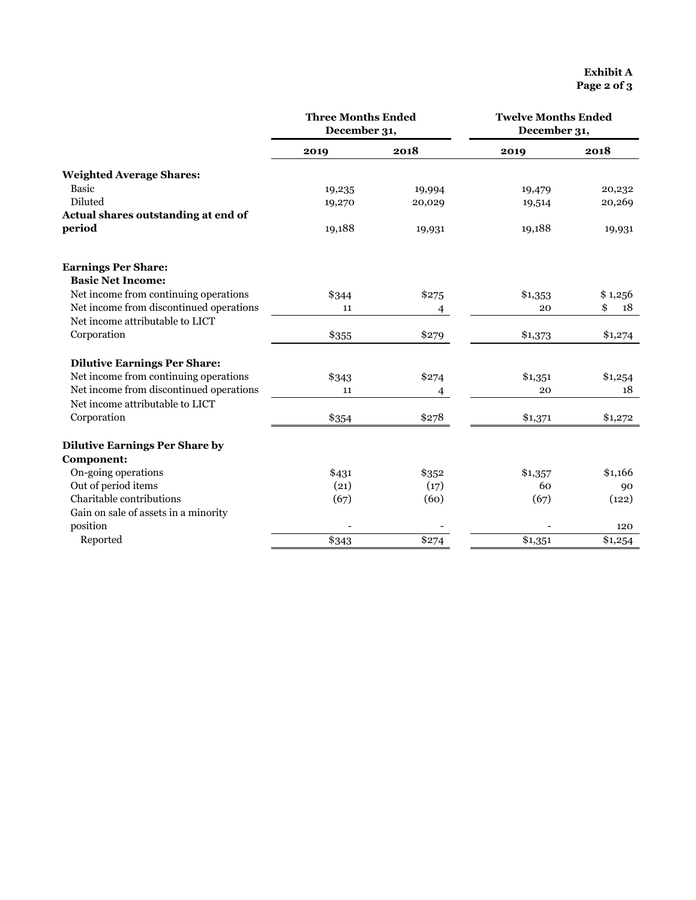**Exhibit A**

| | Three Months Ended December 31, | | Twelve Months Ended December 31, | |
|---|---|---|---|---|
| | **2019** | **2018** | **2019** | **2018** |
| **Weighted Average Shares:** | | | | |
| Basic | 19,235 | 19,994 | 19,479 | 20,232 |
| Diluted | 19,270 | 20,029 | 19,514 | 20,269 |
| **Actual shares outstanding at end of period** | 19,188 | 19,931 | 19,188 | 19,931 |
| | | | | |
| **Earnings Per Share:** | | | | |
| **Basic Net Income:** | | | | |
| Net income from continuing operations | $344 | $275 | $1,353 | $ 1,256 |
| Net income from discontinued operations | 11 | 4 | 20 | $ 18 |
| Net income attributable to LICT Corporation | $355 | $279 | $1,373 | $1,274 |
| | | | | |
| **Dilutive Earnings Per Share:** | | | | |
| Net income from continuing operations | $343 | $274 | $1,351 | $1,254 |
| Net income from discontinued operations | 11 | 4 | 20 | 18 |
| Net income attributable to LICT Corporation | $354 | $278 | $1,371 | $1,272 |
| | | | | |
| **Dilutive Earnings Per Share by Component:** | | | | |
| On-going operations | $431 | $352 | $1,357 | $1,166 |
| Out of period items | (21) | (17) | 60 | 90 |
| Charitable contributions | (67) | (60) | (67) | (122) |
| Gain on sale of assets in a minority position | - | - | - | 120 |
| Reported | $343 | $274 | $1,351 | $1,254 |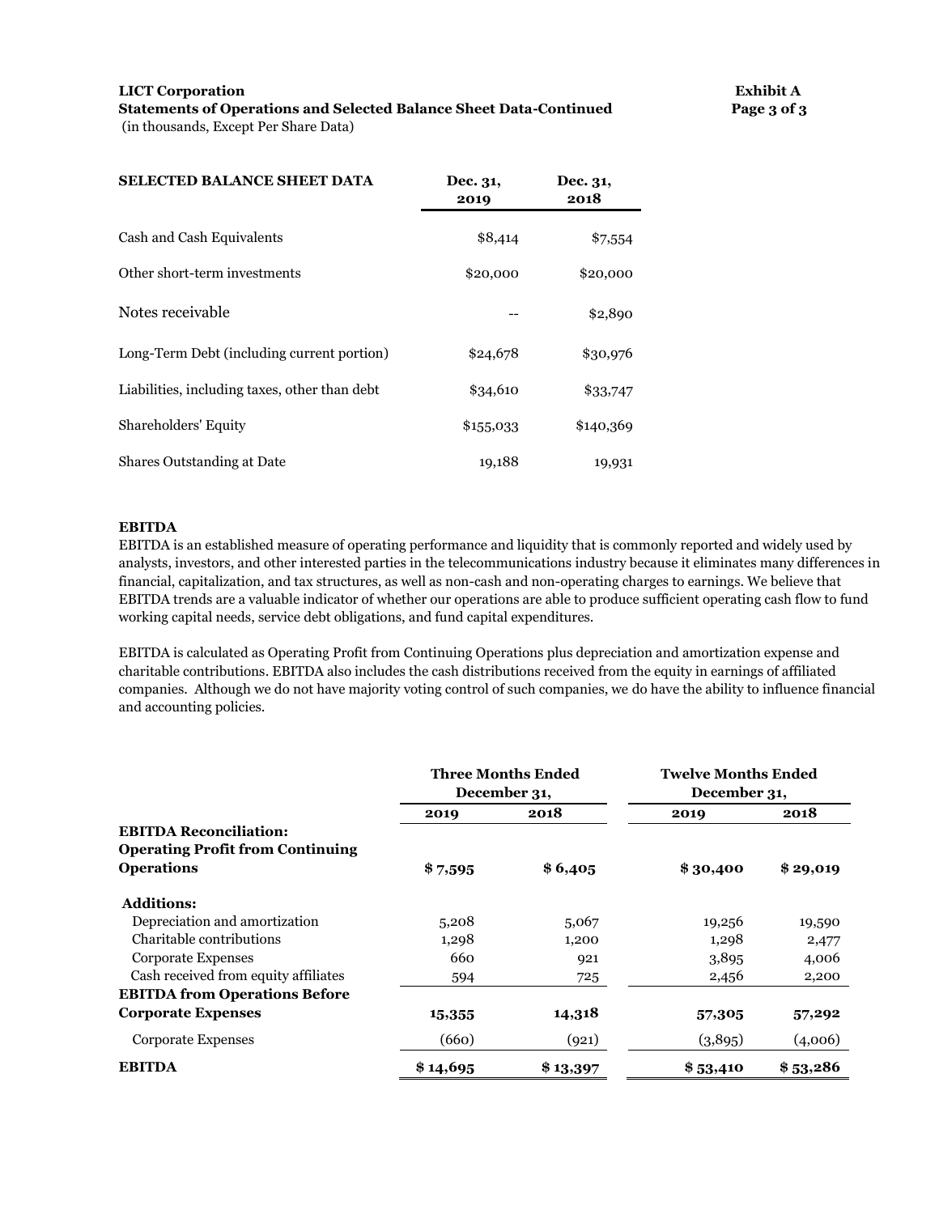**LICT Corporation**
**Statements of Operations and Selected Balance Sheet Data-Continued**
(in thousands, Except Per Share Data)

**Exhibit A**
**Page 3 of 3**

| **SELECTED BALANCE SHEET DATA** | **Dec. 31, 2019** | **Dec. 31, 2018** |
|---|---|---|
| Cash and Cash Equivalents | $8,414 | $7,554 |
| Other short-term investments | $20,000 | $20,000 |
| Notes receivable | -- | $2,890 |
| Long-Term Debt (including current portion) | $24,678 | $30,976 |
| Liabilities, including taxes, other than debt | $34,610 | $33,747 |
| Shareholders' Equity | $155,033 | $140,369 |
| Shares Outstanding at Date | 19,188 | 19,931 |

**EBITDA**

EBITDA is an established measure of operating performance and liquidity that is commonly reported and widely used by analysts, investors, and other interested parties in the telecommunications industry because it eliminates many differences in financial, capitalization, and tax structures, as well as non-cash and non-operating charges to earnings. We believe that EBITDA trends are a valuable indicator of whether our operations are able to produce sufficient operating cash flow to fund working capital needs, service debt obligations, and fund capital expenditures.

EBITDA is calculated as Operating Profit from Continuing Operations plus depreciation and amortization expense and charitable contributions. EBITDA also includes the cash distributions received from the equity in earnings of affiliated companies. Although we do not have majority voting control of such companies, we do have the ability to influence financial and accounting policies.

| | **Three Months Ended December 31,** | | **Twelve Months Ended December 31,** | |
|---|---|---|---|---|
| | **2019** | **2018** | **2019** | **2018** |
| **EBITDA Reconciliation:** | | | | |
| **Operating Profit from Continuing Operations** | **$ 7,595** | **$ 6,405** | **$ 30,400** | **$ 29,019** |
| **Additions:** | | | | |
| Depreciation and amortization | 5,208 | 5,067 | 19,256 | 19,590 |
| Charitable contributions | 1,298 | 1,200 | 1,298 | 2,477 |
| Corporate Expenses | 660 | 921 | 3,895 | 4,006 |
| Cash received from equity affiliates | 594 | 725 | 2,456 | 2,200 |
| **EBITDA from Operations Before Corporate Expenses** | **15,355** | **14,318** | **57,305** | **57,292** |
| Corporate Expenses | (660) | (921) | (3,895) | (4,006) |
| **EBITDA** | **$ 14,695** | **$ 13,397** | **$ 53,410** | **$ 53,286** |